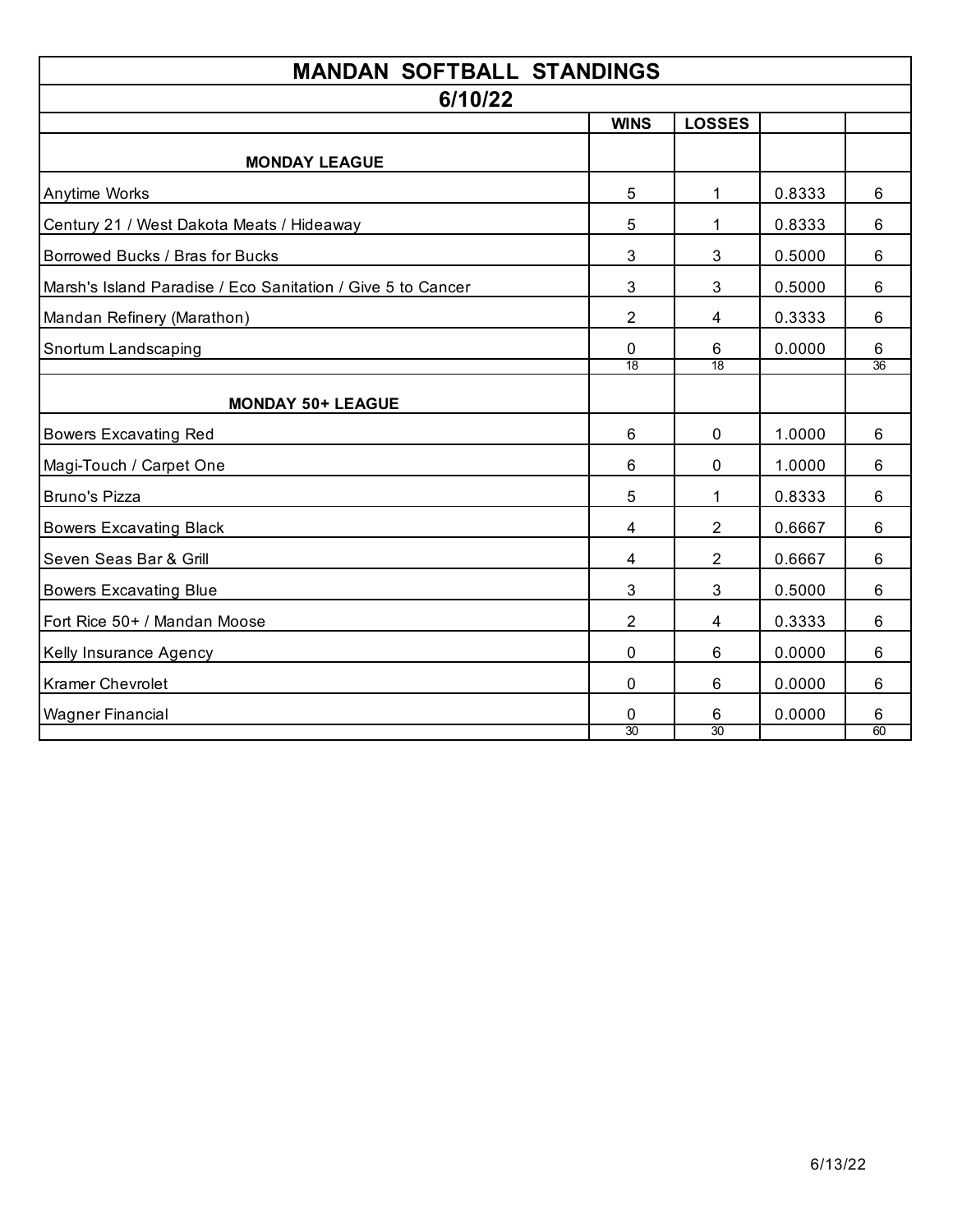# MANDAN SOFTBALL STANDINGS

## 6/10/22

| | WINS | LOSSES | | |
|---|---|---|---|---|
| **MONDAY LEAGUE** | | | | |
| Anytime Works | 5 | 1 | 0.8333 | 6 |
| Century 21 / West Dakota Meats / Hideaway | 5 | 1 | 0.8333 | 6 |
| Borrowed Bucks / Bras for Bucks | 3 | 3 | 0.5000 | 6 |
| Marsh's Island Paradise / Eco Sanitation / Give 5 to Cancer | 3 | 3 | 0.5000 | 6 |
| Mandan Refinery (Marathon) | 2 | 4 | 0.3333 | 6 |
| Snortum Landscaping | 0 | 6 | 0.0000 | 6 |
| | 18 | 18 | | 36 |
| **MONDAY 50+ LEAGUE** | | | | |
| Bowers Excavating Red | 6 | 0 | 1.0000 | 6 |
| Magi-Touch / Carpet One | 6 | 0 | 1.0000 | 6 |
| Bruno's Pizza | 5 | 1 | 0.8333 | 6 |
| Bowers Excavating Black | 4 | 2 | 0.6667 | 6 |
| Seven Seas Bar & Grill | 4 | 2 | 0.6667 | 6 |
| Bowers Excavating Blue | 3 | 3 | 0.5000 | 6 |
| Fort Rice 50+ / Mandan Moose | 2 | 4 | 0.3333 | 6 |
| Kelly Insurance Agency | 0 | 6 | 0.0000 | 6 |
| Kramer Chevrolet | 0 | 6 | 0.0000 | 6 |
| Wagner Financial | 0 | 6 | 0.0000 | 6 |
| | 30 | 30 | | 60 |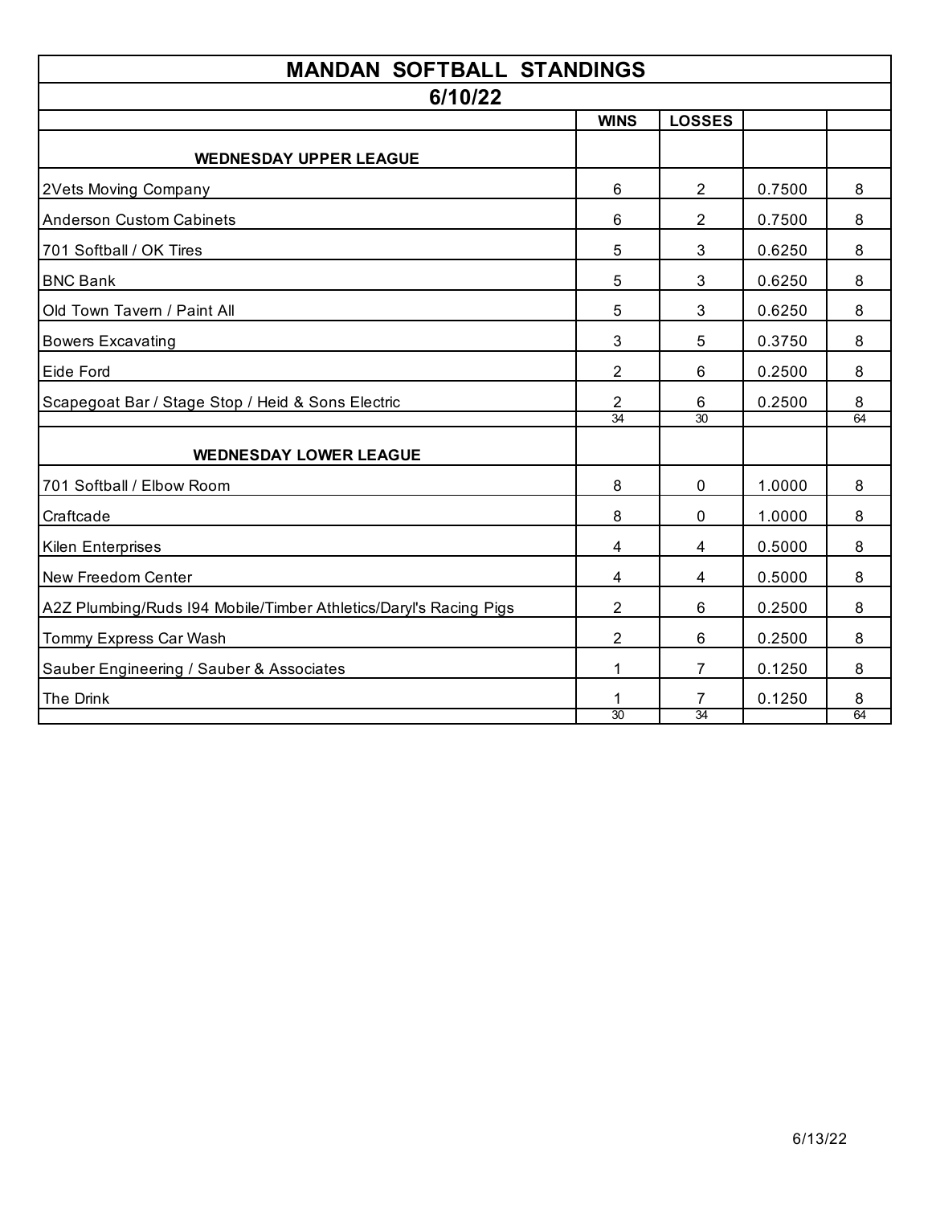# MANDAN SOFTBALL STANDINGS

## 6/10/22

| | WINS | LOSSES | | |
|---|---|---|---|---|
| **WEDNESDAY UPPER LEAGUE** | | | | |
| 2Vets Moving Company | 6 | 2 | 0.7500 | 8 |
| Anderson Custom Cabinets | 6 | 2 | 0.7500 | 8 |
| 701 Softball / OK Tires | 5 | 3 | 0.6250 | 8 |
| BNC Bank | 5 | 3 | 0.6250 | 8 |
| Old Town Tavern / Paint All | 5 | 3 | 0.6250 | 8 |
| Bowers Excavating | 3 | 5 | 0.3750 | 8 |
| Eide Ford | 2 | 6 | 0.2500 | 8 |
| Scapegoat Bar / Stage Stop / Heid & Sons Electric | 2 | 6 | 0.2500 | 8 |
| | 34 | 30 | | 64 |
| **WEDNESDAY LOWER LEAGUE** | | | | |
| 701 Softball / Elbow Room | 8 | 0 | 1.0000 | 8 |
| Craftcade | 8 | 0 | 1.0000 | 8 |
| Kilen Enterprises | 4 | 4 | 0.5000 | 8 |
| New Freedom Center | 4 | 4 | 0.5000 | 8 |
| A2Z Plumbing/Ruds I94 Mobile/Timber Athletics/Daryl's Racing Pigs | 2 | 6 | 0.2500 | 8 |
| Tommy Express Car Wash | 2 | 6 | 0.2500 | 8 |
| Sauber Engineering / Sauber & Associates | 1 | 7 | 0.1250 | 8 |
| The Drink | 1 | 7 | 0.1250 | 8 |
| | 30 | 34 | | 64 |

6/13/22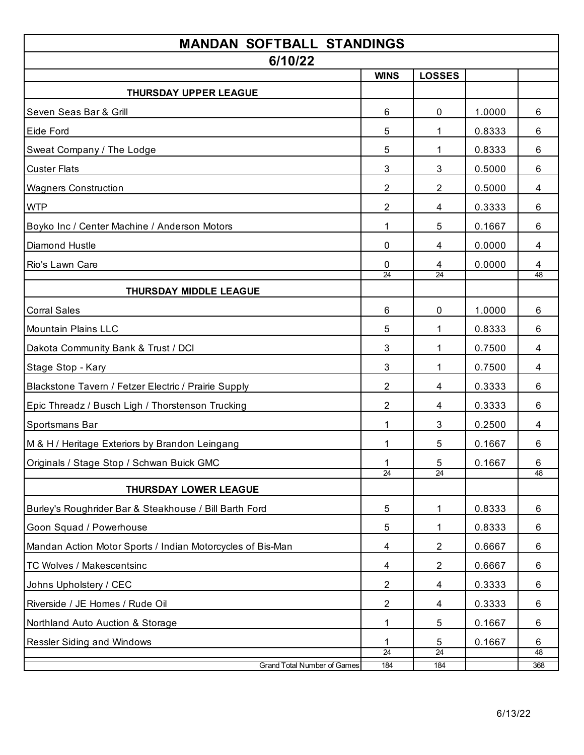# MANDAN SOFTBALL STANDINGS

## 6/10/22

| | WINS | LOSSES | | |
|---|---|---|---|---|
| **THURSDAY UPPER LEAGUE** | | | | |
| Seven Seas Bar & Grill | 6 | 0 | 1.0000 | 6 |
| Eide Ford | 5 | 1 | 0.8333 | 6 |
| Sweat Company / The Lodge | 5 | 1 | 0.8333 | 6 |
| Custer Flats | 3 | 3 | 0.5000 | 6 |
| Wagners Construction | 2 | 2 | 0.5000 | 4 |
| WTP | 2 | 4 | 0.3333 | 6 |
| Boyko Inc / Center Machine / Anderson Motors | 1 | 5 | 0.1667 | 6 |
| Diamond Hustle | 0 | 4 | 0.0000 | 4 |
| Rio's Lawn Care | 0 | 4 | 0.0000 | 4 |
| | 24 | 24 | | 48 |
| **THURSDAY MIDDLE LEAGUE** | | | | |
| Corral Sales | 6 | 0 | 1.0000 | 6 |
| Mountain Plains LLC | 5 | 1 | 0.8333 | 6 |
| Dakota Community Bank & Trust / DCI | 3 | 1 | 0.7500 | 4 |
| Stage Stop - Kary | 3 | 1 | 0.7500 | 4 |
| Blackstone Tavern / Fetzer Electric / Prairie Supply | 2 | 4 | 0.3333 | 6 |
| Epic Threadz / Busch Ligh / Thorstenson Trucking | 2 | 4 | 0.3333 | 6 |
| Sportsmans Bar | 1 | 3 | 0.2500 | 4 |
| M & H / Heritage Exteriors by Brandon Leingang | 1 | 5 | 0.1667 | 6 |
| Originals / Stage Stop / Schwan Buick GMC | 1 | 5 | 0.1667 | 6 |
| | 24 | 24 | | 48 |
| **THURSDAY LOWER LEAGUE** | | | | |
| Burley's Roughrider Bar & Steakhouse / Bill Barth Ford | 5 | 1 | 0.8333 | 6 |
| Goon Squad / Powerhouse | 5 | 1 | 0.8333 | 6 |
| Mandan Action Motor Sports / Indian Motorcycles of Bis-Man | 4 | 2 | 0.6667 | 6 |
| TC Wolves / Makescentsinc | 4 | 2 | 0.6667 | 6 |
| Johns Upholstery / CEC | 2 | 4 | 0.3333 | 6 |
| Riverside / JE Homes / Rude Oil | 2 | 4 | 0.3333 | 6 |
| Northland Auto Auction & Storage | 1 | 5 | 0.1667 | 6 |
| Ressler Siding and Windows | 1 | 5 | 0.1667 | 6 |
| | 24 | 24 | | 48 |
| Grand Total Number of Games | 184 | 184 | | 368 |

6/13/22